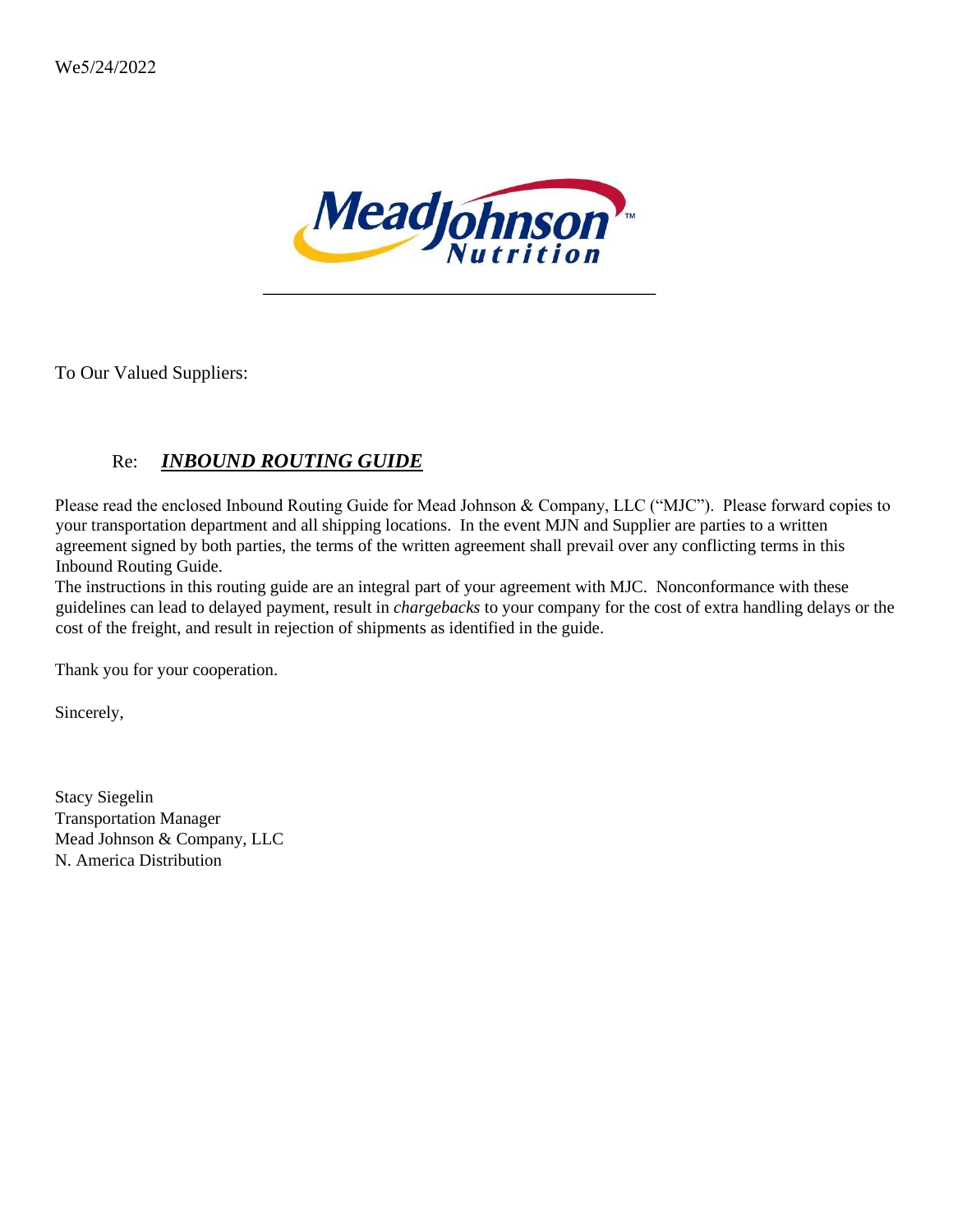We5/24/2022

To Our Valued Suppliers:

Re: ***INBOUND ROUTING GUIDE***

Please read the enclosed Inbound Routing Guide for Mead Johnson & Company, LLC ("MJC"). Please forward copies to your transportation department and all shipping locations. In the event MJN and Supplier are parties to a written agreement signed by both parties, the terms of the written agreement shall prevail over any conflicting terms in this Inbound Routing Guide.

The instructions in this routing guide are an integral part of your agreement with MJC. Nonconformance with these guidelines can lead to delayed payment, result in *chargebacks* to your company for the cost of extra handling delays or the cost of the freight, and result in rejection of shipments as identified in the guide.

Thank you for your cooperation.

Sincerely,

Stacy Siegelin
Transportation Manager
Mead Johnson & Company, LLC
N. America Distribution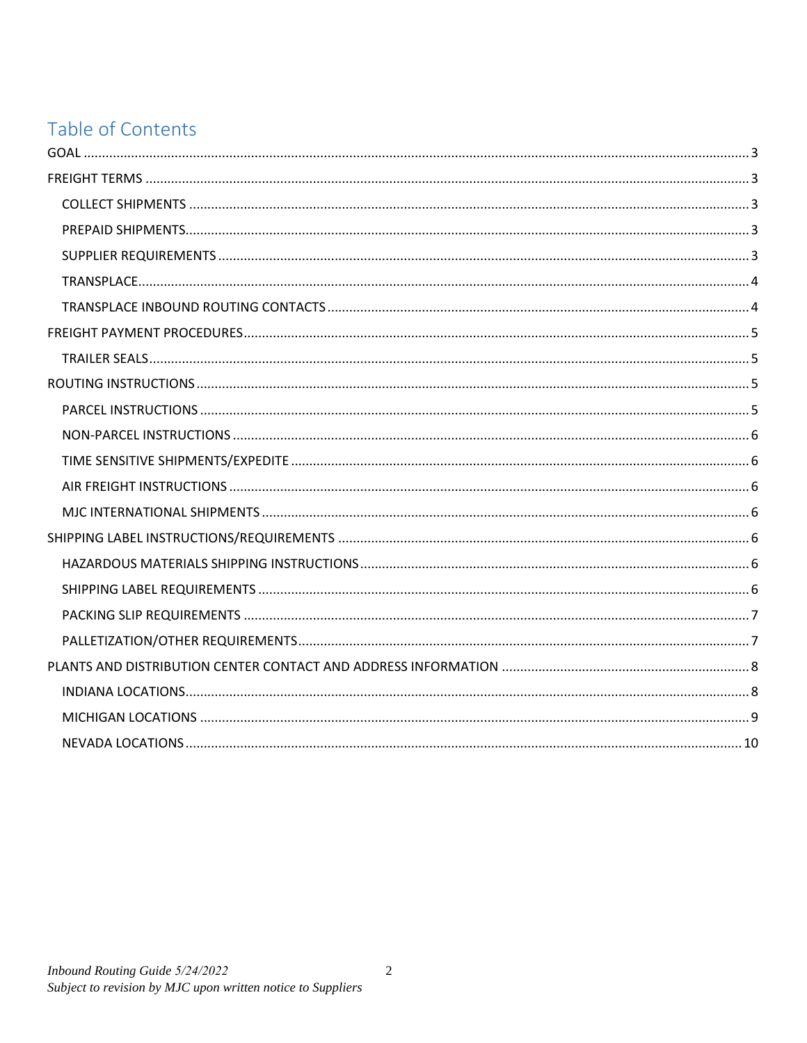# Table of Contents

- GOAL ..... 3
- FREIGHT TERMS ..... 3
  - COLLECT SHIPMENTS ..... 3
  - PREPAID SHIPMENTS ..... 3
  - SUPPLIER REQUIREMENTS ..... 3
  - TRANSPLACE ..... 4
  - TRANSPLACE INBOUND ROUTING CONTACTS ..... 4
- FREIGHT PAYMENT PROCEDURES ..... 5
  - TRAILER SEALS ..... 5
- ROUTING INSTRUCTIONS ..... 5
  - PARCEL INSTRUCTIONS ..... 5
  - NON-PARCEL INSTRUCTIONS ..... 6
  - TIME SENSITIVE SHIPMENTS/EXPEDITE ..... 6
  - AIR FREIGHT INSTRUCTIONS ..... 6
  - MJC INTERNATIONAL SHIPMENTS ..... 6
- SHIPPING LABEL INSTRUCTIONS/REQUIREMENTS ..... 6
  - HAZARDOUS MATERIALS SHIPPING INSTRUCTIONS ..... 6
  - SHIPPING LABEL REQUIREMENTS ..... 6
  - PACKING SLIP REQUIREMENTS ..... 7
  - PALLETIZATION/OTHER REQUIREMENTS ..... 7
- PLANTS AND DISTRIBUTION CENTER CONTACT AND ADDRESS INFORMATION ..... 8
  - INDIANA LOCATIONS ..... 8
  - MICHIGAN LOCATIONS ..... 9
  - NEVADA LOCATIONS ..... 10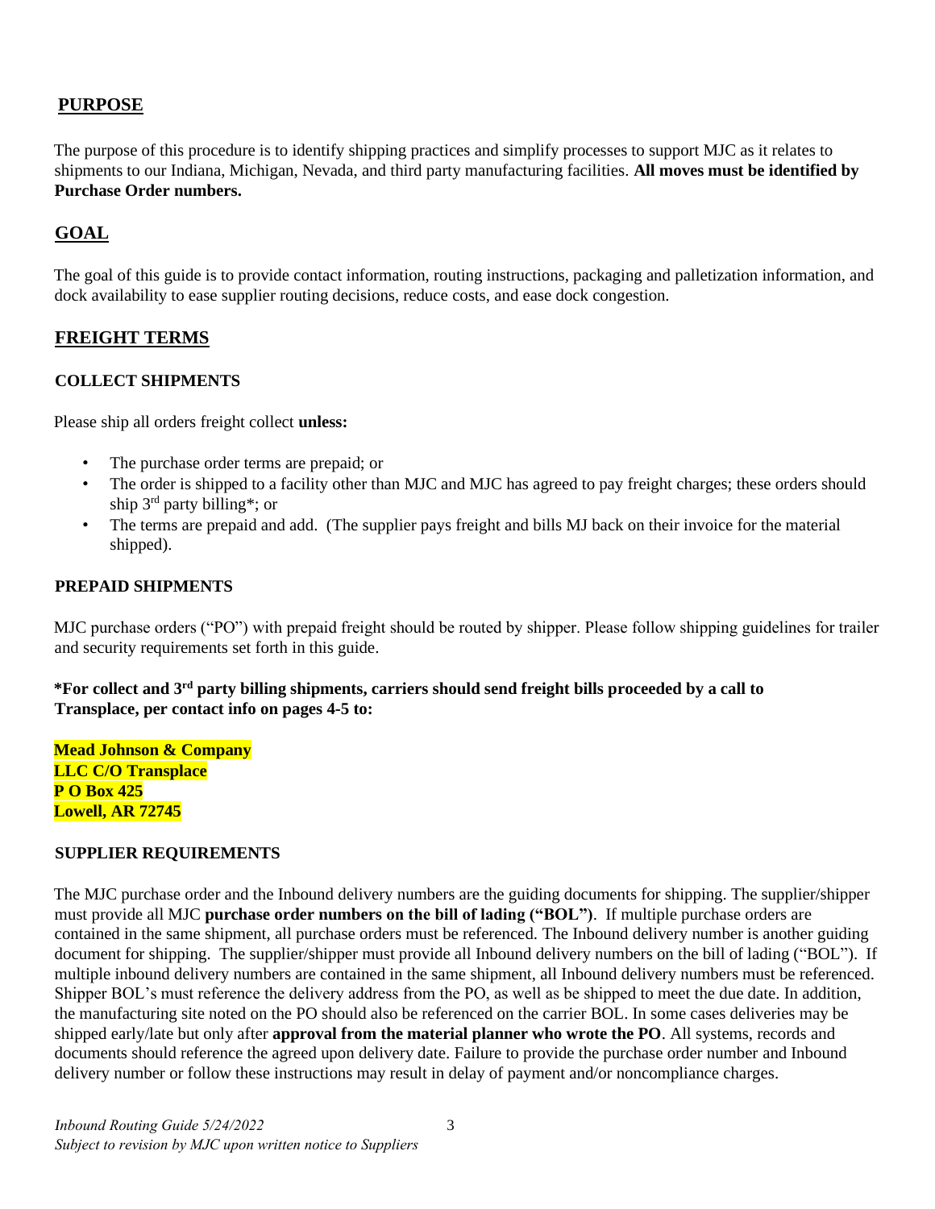## PURPOSE

The purpose of this procedure is to identify shipping practices and simplify processes to support MJC as it relates to shipments to our Indiana, Michigan, Nevada, and third party manufacturing facilities. **All moves must be identified by Purchase Order numbers.**

## GOAL

The goal of this guide is to provide contact information, routing instructions, packaging and palletization information, and dock availability to ease supplier routing decisions, reduce costs, and ease dock congestion.

## FREIGHT TERMS

### COLLECT SHIPMENTS

Please ship all orders freight collect **unless:**

- The purchase order terms are prepaid; or
- The order is shipped to a facility other than MJC and MJC has agreed to pay freight charges; these orders should ship 3rd party billing*; or
- The terms are prepaid and add. (The supplier pays freight and bills MJ back on their invoice for the material shipped).

### PREPAID SHIPMENTS

MJC purchase orders ("PO") with prepaid freight should be routed by shipper. Please follow shipping guidelines for trailer and security requirements set forth in this guide.

**\*For collect and 3rd party billing shipments, carriers should send freight bills proceeded by a call to Transplace, per contact info on pages 4-5 to:**

**Mead Johnson & Company**
**LLC C/O Transplace**
**P O Box 425**
**Lowell, AR 72745**

### SUPPLIER REQUIREMENTS

The MJC purchase order and the Inbound delivery numbers are the guiding documents for shipping. The supplier/shipper must provide all MJC **purchase order numbers on the bill of lading ("BOL")**. If multiple purchase orders are contained in the same shipment, all purchase orders must be referenced. The Inbound delivery number is another guiding document for shipping. The supplier/shipper must provide all Inbound delivery numbers on the bill of lading ("BOL"). If multiple inbound delivery numbers are contained in the same shipment, all Inbound delivery numbers must be referenced. Shipper BOL's must reference the delivery address from the PO, as well as be shipped to meet the due date. In addition, the manufacturing site noted on the PO should also be referenced on the carrier BOL. In some cases deliveries may be shipped early/late but only after **approval from the material planner who wrote the PO**. All systems, records and documents should reference the agreed upon delivery date. Failure to provide the purchase order number and Inbound delivery number or follow these instructions may result in delay of payment and/or noncompliance charges.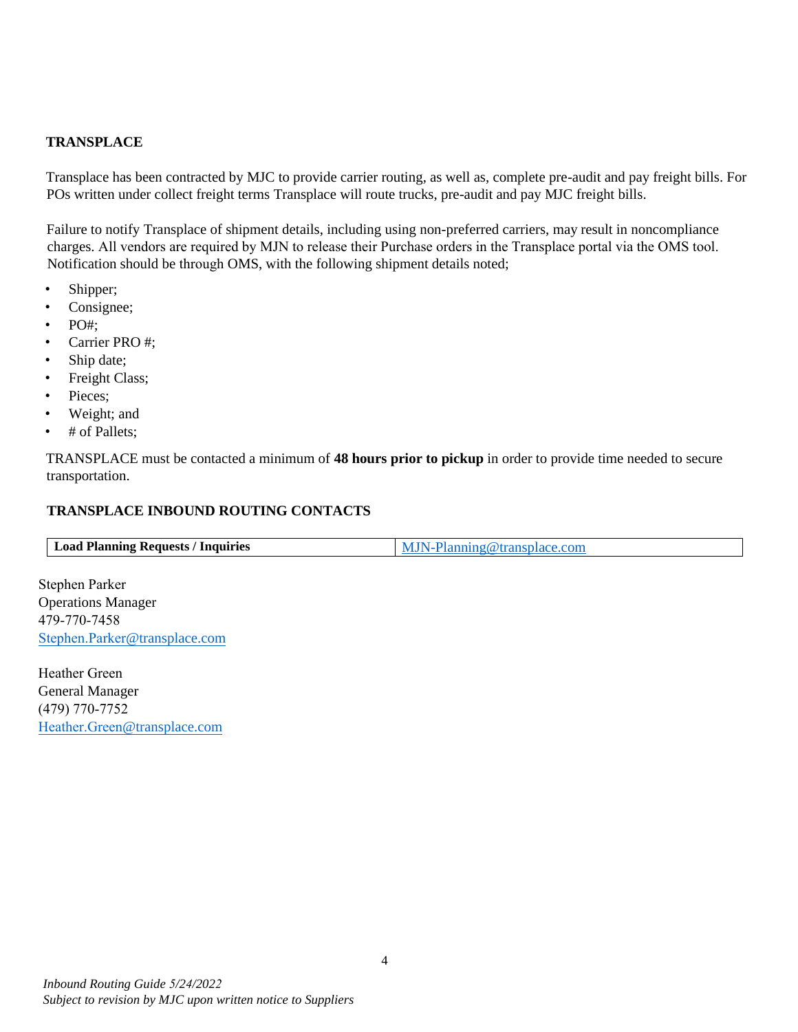## TRANSPLACE

Transplace has been contracted by MJC to provide carrier routing, as well as, complete pre-audit and pay freight bills. For POs written under collect freight terms Transplace will route trucks, pre-audit and pay MJC freight bills.

Failure to notify Transplace of shipment details, including using non-preferred carriers, may result in noncompliance charges. All vendors are required by MJN to release their Purchase orders in the Transplace portal via the OMS tool. Notification should be through OMS, with the following shipment details noted;

- Shipper;
- Consignee;
- PO#;
- Carrier PRO #;
- Ship date;
- Freight Class;
- Pieces;
- Weight; and
- # of Pallets;

TRANSPLACE must be contacted a minimum of **48 hours prior to pickup** in order to provide time needed to secure transportation.

## TRANSPLACE INBOUND ROUTING CONTACTS

| **Load Planning Requests / Inquiries** | MJN-Planning@transplace.com |
|---|---|

Stephen Parker
Operations Manager
479-770-7458
Stephen.Parker@transplace.com

Heather Green
General Manager
(479) 770-7752
Heather.Green@transplace.com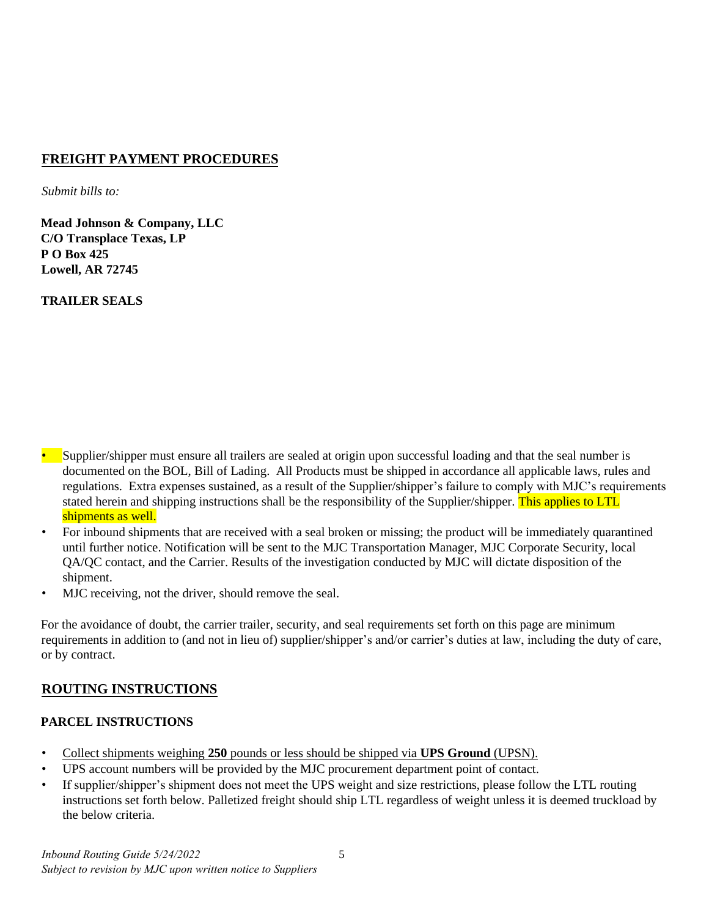## FREIGHT PAYMENT PROCEDURES

*Submit bills to:*

**Mead Johnson & Company, LLC**
**C/O Transplace Texas, LP**
**P O Box 425**
**Lowell, AR 72745**

**TRAILER SEALS**

- Supplier/shipper must ensure all trailers are sealed at origin upon successful loading and that the seal number is documented on the BOL, Bill of Lading. All Products must be shipped in accordance all applicable laws, rules and regulations. Extra expenses sustained, as a result of the Supplier/shipper's failure to comply with MJC's requirements stated herein and shipping instructions shall be the responsibility of the Supplier/shipper. This applies to LTL shipments as well.
- For inbound shipments that are received with a seal broken or missing; the product will be immediately quarantined until further notice. Notification will be sent to the MJC Transportation Manager, MJC Corporate Security, local QA/QC contact, and the Carrier. Results of the investigation conducted by MJC will dictate disposition of the shipment.
- MJC receiving, not the driver, should remove the seal.

For the avoidance of doubt, the carrier trailer, security, and seal requirements set forth on this page are minimum requirements in addition to (and not in lieu of) supplier/shipper's and/or carrier's duties at law, including the duty of care, or by contract.

## ROUTING INSTRUCTIONS

### PARCEL INSTRUCTIONS

- Collect shipments weighing **250** pounds or less should be shipped via **UPS Ground** (UPSN).
- UPS account numbers will be provided by the MJC procurement department point of contact.
- If supplier/shipper's shipment does not meet the UPS weight and size restrictions, please follow the LTL routing instructions set forth below. Palletized freight should ship LTL regardless of weight unless it is deemed truckload by the below criteria.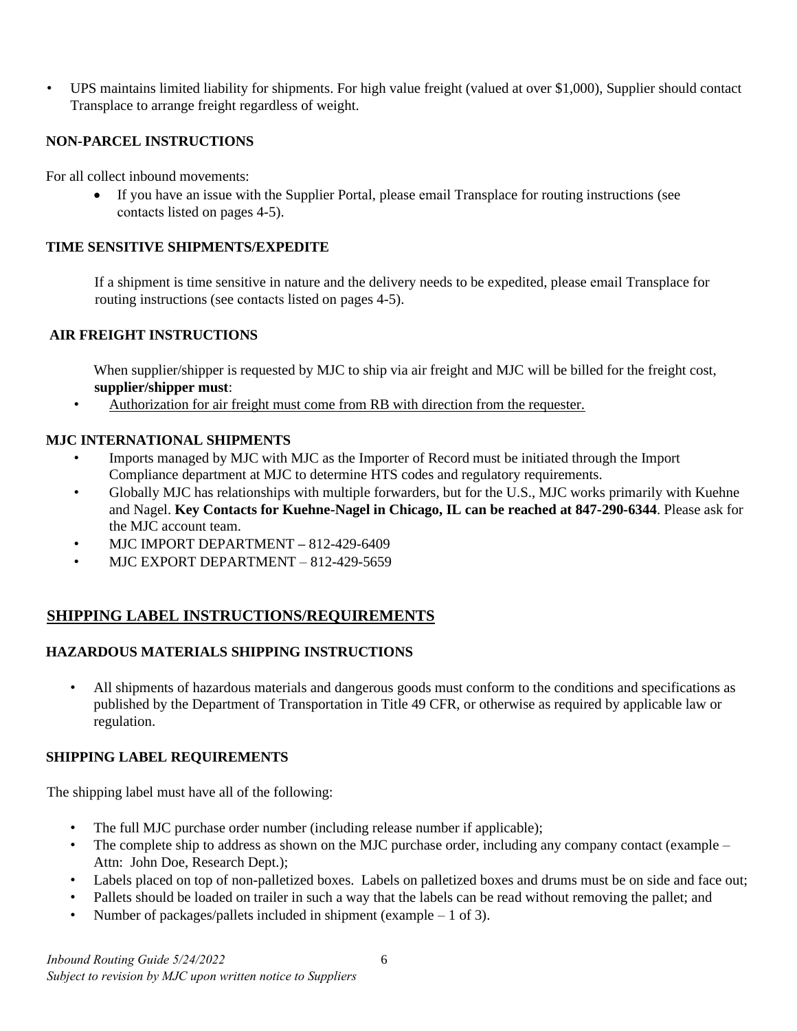- UPS maintains limited liability for shipments. For high value freight (valued at over $1,000), Supplier should contact Transplace to arrange freight regardless of weight.

### NON-PARCEL INSTRUCTIONS

For all collect inbound movements:

- If you have an issue with the Supplier Portal, please email Transplace for routing instructions (see contacts listed on pages 4-5).

### TIME SENSITIVE SHIPMENTS/EXPEDITE

If a shipment is time sensitive in nature and the delivery needs to be expedited, please email Transplace for routing instructions (see contacts listed on pages 4-5).

### AIR FREIGHT INSTRUCTIONS

When supplier/shipper is requested by MJC to ship via air freight and MJC will be billed for the freight cost, **supplier/shipper must**:

- Authorization for air freight must come from RB with direction from the requester.

### MJC INTERNATIONAL SHIPMENTS

- Imports managed by MJC with MJC as the Importer of Record must be initiated through the Import Compliance department at MJC to determine HTS codes and regulatory requirements.
- Globally MJC has relationships with multiple forwarders, but for the U.S., MJC works primarily with Kuehne and Nagel. **Key Contacts for Kuehne-Nagel in Chicago, IL can be reached at 847-290-6344**. Please ask for the MJC account team.
- MJC IMPORT DEPARTMENT – 812-429-6409
- MJC EXPORT DEPARTMENT – 812-429-5659

## SHIPPING LABEL INSTRUCTIONS/REQUIREMENTS

### HAZARDOUS MATERIALS SHIPPING INSTRUCTIONS

- All shipments of hazardous materials and dangerous goods must conform to the conditions and specifications as published by the Department of Transportation in Title 49 CFR, or otherwise as required by applicable law or regulation.

### SHIPPING LABEL REQUIREMENTS

The shipping label must have all of the following:

- The full MJC purchase order number (including release number if applicable);
- The complete ship to address as shown on the MJC purchase order, including any company contact (example – Attn: John Doe, Research Dept.);
- Labels placed on top of non-palletized boxes. Labels on palletized boxes and drums must be on side and face out;
- Pallets should be loaded on trailer in such a way that the labels can be read without removing the pallet; and
- Number of packages/pallets included in shipment (example – 1 of 3).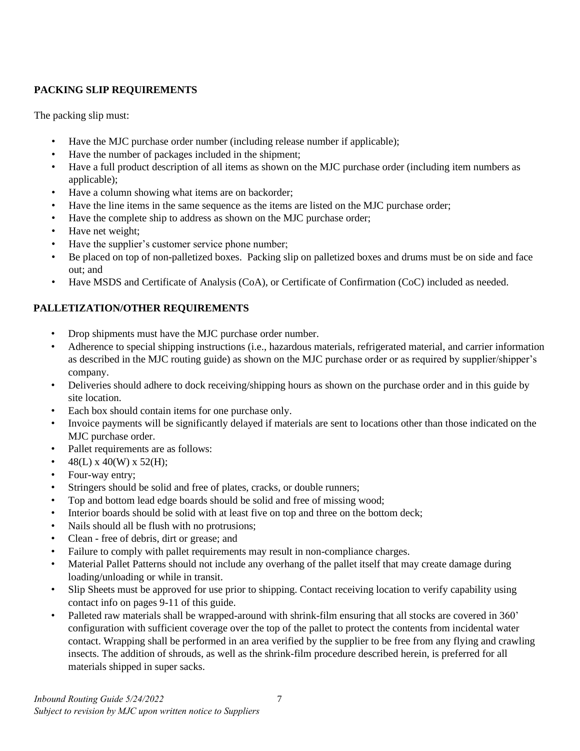## PACKING SLIP REQUIREMENTS

The packing slip must:

- Have the MJC purchase order number (including release number if applicable);
- Have the number of packages included in the shipment;
- Have a full product description of all items as shown on the MJC purchase order (including item numbers as applicable);
- Have a column showing what items are on backorder;
- Have the line items in the same sequence as the items are listed on the MJC purchase order;
- Have the complete ship to address as shown on the MJC purchase order;
- Have net weight;
- Have the supplier's customer service phone number;
- Be placed on top of non-palletized boxes. Packing slip on palletized boxes and drums must be on side and face out; and
- Have MSDS and Certificate of Analysis (CoA), or Certificate of Confirmation (CoC) included as needed.

## PALLETIZATION/OTHER REQUIREMENTS

- Drop shipments must have the MJC purchase order number.
- Adherence to special shipping instructions (i.e., hazardous materials, refrigerated material, and carrier information as described in the MJC routing guide) as shown on the MJC purchase order or as required by supplier/shipper's company.
- Deliveries should adhere to dock receiving/shipping hours as shown on the purchase order and in this guide by site location.
- Each box should contain items for one purchase only.
- Invoice payments will be significantly delayed if materials are sent to locations other than those indicated on the MJC purchase order.
- Pallet requirements are as follows:
- 48(L) x 40(W) x 52(H);
- Four-way entry;
- Stringers should be solid and free of plates, cracks, or double runners;
- Top and bottom lead edge boards should be solid and free of missing wood;
- Interior boards should be solid with at least five on top and three on the bottom deck;
- Nails should all be flush with no protrusions;
- Clean - free of debris, dirt or grease; and
- Failure to comply with pallet requirements may result in non-compliance charges.
- Material Pallet Patterns should not include any overhang of the pallet itself that may create damage during loading/unloading or while in transit.
- Slip Sheets must be approved for use prior to shipping. Contact receiving location to verify capability using contact info on pages 9-11 of this guide.
- Palleted raw materials shall be wrapped-around with shrink-film ensuring that all stocks are covered in 360' configuration with sufficient coverage over the top of the pallet to protect the contents from incidental water contact. Wrapping shall be performed in an area verified by the supplier to be free from any flying and crawling insects. The addition of shrouds, as well as the shrink-film procedure described herein, is preferred for all materials shipped in super sacks.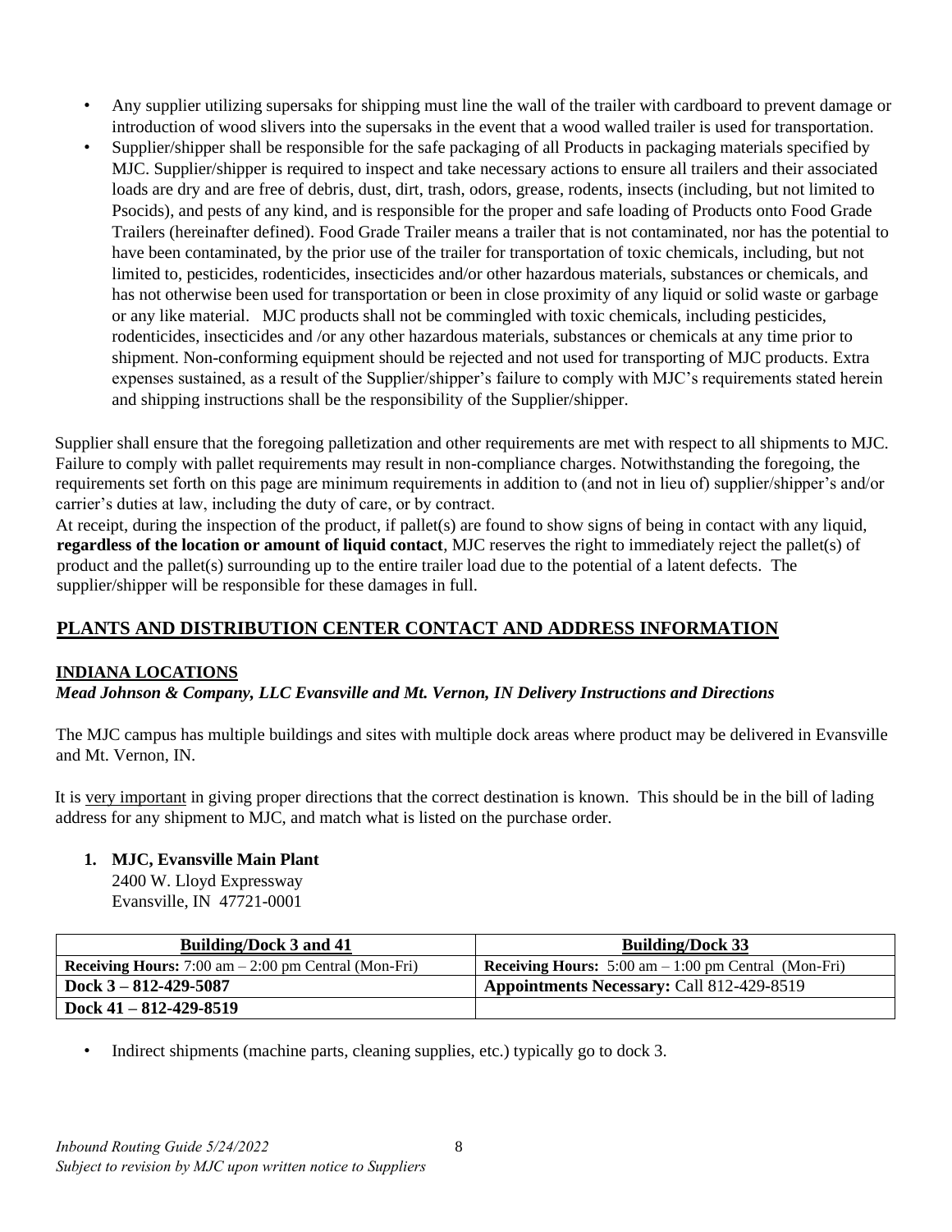- Any supplier utilizing supersaks for shipping must line the wall of the trailer with cardboard to prevent damage or introduction of wood slivers into the supersaks in the event that a wood walled trailer is used for transportation.
- Supplier/shipper shall be responsible for the safe packaging of all Products in packaging materials specified by MJC. Supplier/shipper is required to inspect and take necessary actions to ensure all trailers and their associated loads are dry and are free of debris, dust, dirt, trash, odors, grease, rodents, insects (including, but not limited to Psocids), and pests of any kind, and is responsible for the proper and safe loading of Products onto Food Grade Trailers (hereinafter defined). Food Grade Trailer means a trailer that is not contaminated, nor has the potential to have been contaminated, by the prior use of the trailer for transportation of toxic chemicals, including, but not limited to, pesticides, rodenticides, insecticides and/or other hazardous materials, substances or chemicals, and has not otherwise been used for transportation or been in close proximity of any liquid or solid waste or garbage or any like material. MJC products shall not be commingled with toxic chemicals, including pesticides, rodenticides, insecticides and /or any other hazardous materials, substances or chemicals at any time prior to shipment. Non-conforming equipment should be rejected and not used for transporting of MJC products. Extra expenses sustained, as a result of the Supplier/shipper's failure to comply with MJC's requirements stated herein and shipping instructions shall be the responsibility of the Supplier/shipper.

Supplier shall ensure that the foregoing palletization and other requirements are met with respect to all shipments to MJC. Failure to comply with pallet requirements may result in non-compliance charges. Notwithstanding the foregoing, the requirements set forth on this page are minimum requirements in addition to (and not in lieu of) supplier/shipper's and/or carrier's duties at law, including the duty of care, or by contract.

At receipt, during the inspection of the product, if pallet(s) are found to show signs of being in contact with any liquid, **regardless of the location or amount of liquid contact**, MJC reserves the right to immediately reject the pallet(s) of product and the pallet(s) surrounding up to the entire trailer load due to the potential of a latent defects. The supplier/shipper will be responsible for these damages in full.

## PLANTS AND DISTRIBUTION CENTER CONTACT AND ADDRESS INFORMATION

### INDIANA LOCATIONS

***Mead Johnson & Company, LLC Evansville and Mt. Vernon, IN Delivery Instructions and Directions***

The MJC campus has multiple buildings and sites with multiple dock areas where product may be delivered in Evansville and Mt. Vernon, IN.

It is very important in giving proper directions that the correct destination is known. This should be in the bill of lading address for any shipment to MJC, and match what is listed on the purchase order.

1. **MJC, Evansville Main Plant**
   2400 W. Lloyd Expressway
   Evansville, IN 47721-0001

| Building/Dock 3 and 41 | Building/Dock 33 |
|---|---|
| **Receiving Hours:** 7:00 am – 2:00 pm Central (Mon-Fri) | **Receiving Hours:** 5:00 am – 1:00 pm Central (Mon-Fri) |
| **Dock 3 – 812-429-5087** | **Appointments Necessary:** Call 812-429-8519 |
| **Dock 41 – 812-429-8519** | |

- Indirect shipments (machine parts, cleaning supplies, etc.) typically go to dock 3.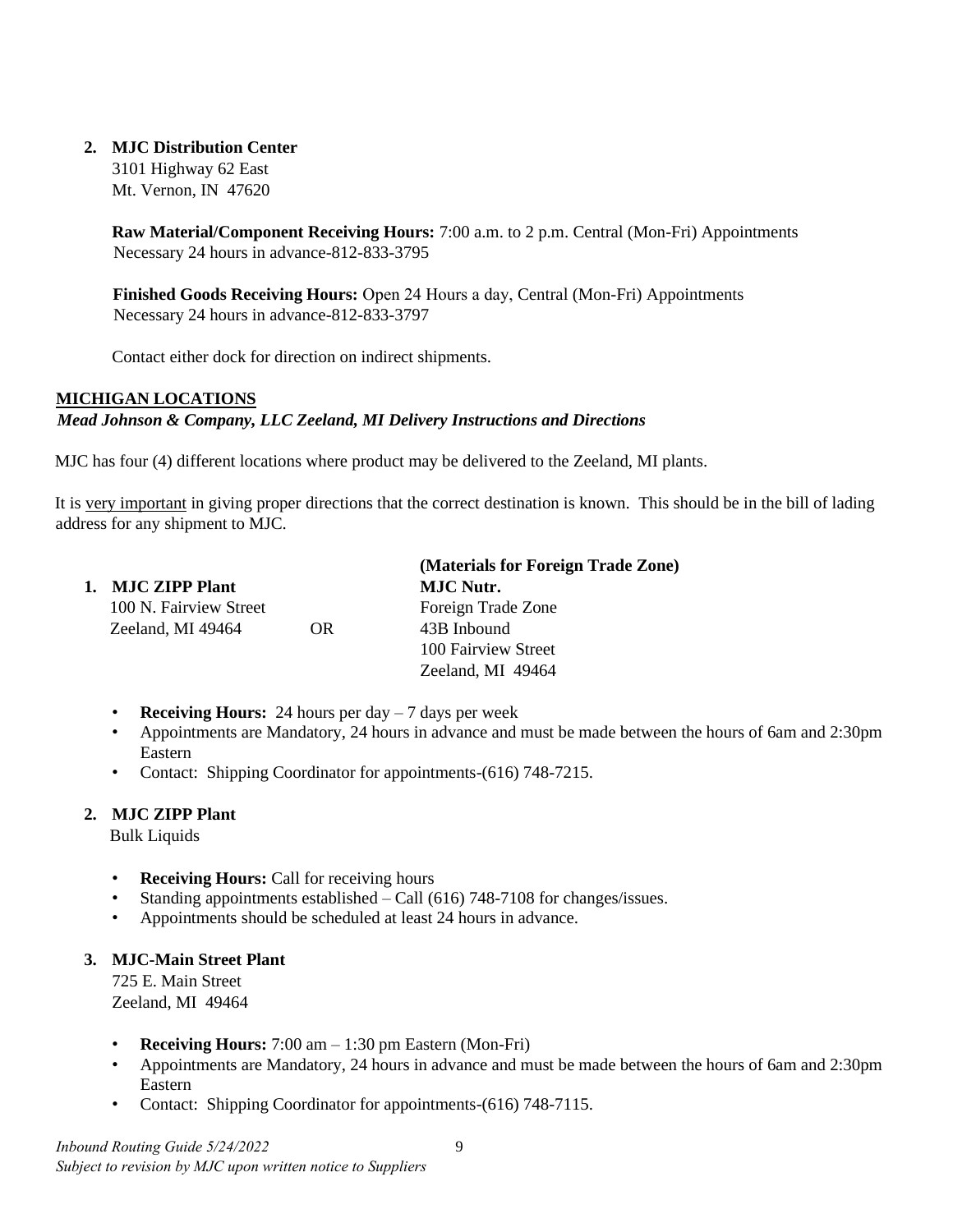2. **MJC Distribution Center**
   3101 Highway 62 East
   Mt. Vernon, IN 47620

   **Raw Material/Component Receiving Hours:** 7:00 a.m. to 2 p.m. Central (Mon-Fri) Appointments Necessary 24 hours in advance-812-833-3795

   **Finished Goods Receiving Hours:** Open 24 Hours a day, Central (Mon-Fri) Appointments Necessary 24 hours in advance-812-833-3797

   Contact either dock for direction on indirect shipments.

## MICHIGAN LOCATIONS

***Mead Johnson & Company, LLC Zeeland, MI Delivery Instructions and Directions***

MJC has four (4) different locations where product may be delivered to the Zeeland, MI plants.

It is <u>very important</u> in giving proper directions that the correct destination is known. This should be in the bill of lading address for any shipment to MJC.

1. **MJC ZIPP Plant**
   100 N. Fairview Street
   Zeeland, MI 49464

   OR

   **(Materials for Foreign Trade Zone)**
   **MJC Nutr.**
   Foreign Trade Zone
   43B Inbound
   100 Fairview Street
   Zeeland, MI 49464

   - **Receiving Hours:** 24 hours per day – 7 days per week
   - Appointments are Mandatory, 24 hours in advance and must be made between the hours of 6am and 2:30pm Eastern
   - Contact: Shipping Coordinator for appointments-(616) 748-7215.

2. **MJC ZIPP Plant**
   Bulk Liquids

   - **Receiving Hours:** Call for receiving hours
   - Standing appointments established – Call (616) 748-7108 for changes/issues.
   - Appointments should be scheduled at least 24 hours in advance.

3. **MJC-Main Street Plant**
   725 E. Main Street
   Zeeland, MI 49464

   - **Receiving Hours:** 7:00 am – 1:30 pm Eastern (Mon-Fri)
   - Appointments are Mandatory, 24 hours in advance and must be made between the hours of 6am and 2:30pm Eastern
   - Contact: Shipping Coordinator for appointments-(616) 748-7115.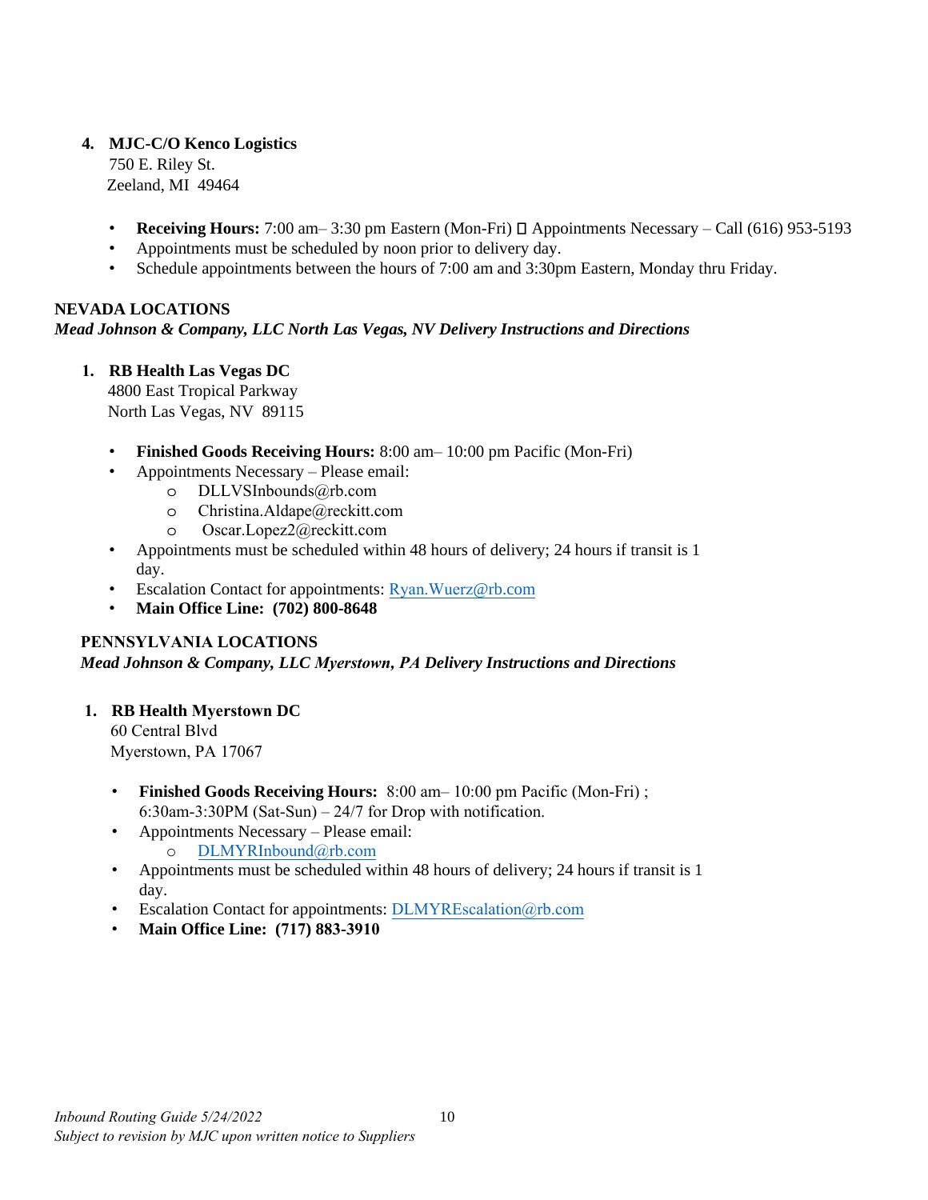4. **MJC-C/O Kenco Logistics**
   750 E. Riley St.
   Zeeland, MI 49464

   - **Receiving Hours:** 7:00 am– 3:30 pm Eastern (Mon-Fri)  Appointments Necessary – Call (616) 953-5193
   - Appointments must be scheduled by noon prior to delivery day.
   - Schedule appointments between the hours of 7:00 am and 3:30pm Eastern, Monday thru Friday.

**NEVADA LOCATIONS**

***Mead Johnson & Company, LLC North Las Vegas, NV Delivery Instructions and Directions***

1. **RB Health Las Vegas DC**
   4800 East Tropical Parkway
   North Las Vegas, NV 89115

   - **Finished Goods Receiving Hours:** 8:00 am– 10:00 pm Pacific (Mon-Fri)
   - Appointments Necessary – Please email:
     - DLLVSInbounds@rb.com
     - Christina.Aldape@reckitt.com
     - Oscar.Lopez2@reckitt.com
   - Appointments must be scheduled within 48 hours of delivery; 24 hours if transit is 1 day.
   - Escalation Contact for appointments: Ryan.Wuerz@rb.com
   - **Main Office Line: (702) 800-8648**

**PENNSYLVANIA LOCATIONS**

***Mead Johnson & Company, LLC Myerstown, PA Delivery Instructions and Directions***

1. **RB Health Myerstown DC**
   60 Central Blvd
   Myerstown, PA 17067

   - **Finished Goods Receiving Hours:** 8:00 am– 10:00 pm Pacific (Mon-Fri) ; 6:30am-3:30PM (Sat-Sun) – 24/7 for Drop with notification.
   - Appointments Necessary – Please email:
     - DLMYRInbound@rb.com
   - Appointments must be scheduled within 48 hours of delivery; 24 hours if transit is 1 day.
   - Escalation Contact for appointments: DLMYREscalation@rb.com
   - **Main Office Line: (717) 883-3910**

*Inbound Routing Guide 5/24/2022*
*Subject to revision by MJC upon written notice to Suppliers*